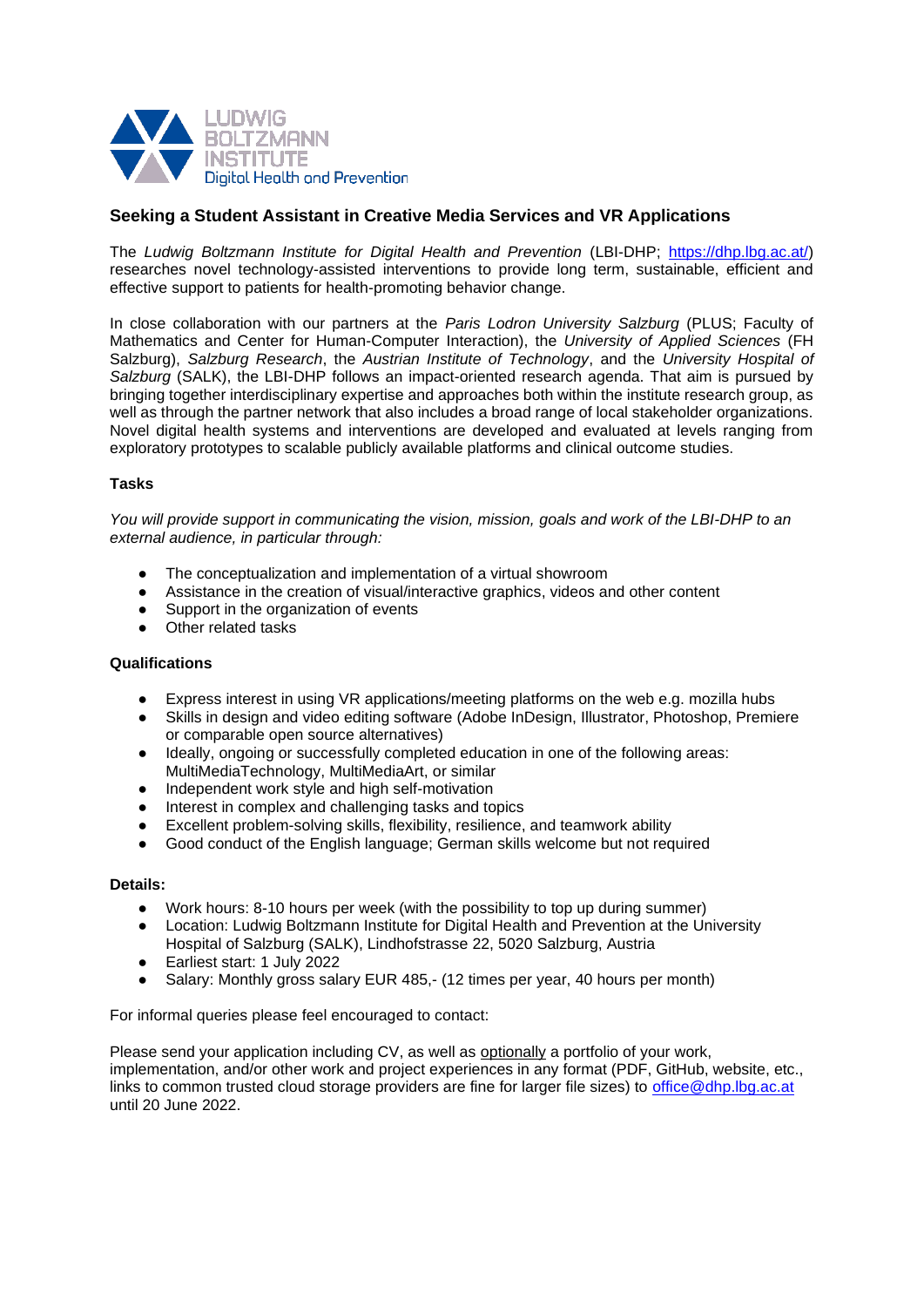LUDWIG BOLTZMANN INSTITUTE Digital Health and Prevention

## Seeking a Student Assistant in Creative Media Services and VR Applications

The *Ludwig Boltzmann Institute for Digital Health and Prevention* (LBI-DHP; https://dhp.lbg.ac.at/) researches novel technology-assisted interventions to provide long term, sustainable, efficient and effective support to patients for health-promoting behavior change.

In close collaboration with our partners at the *Paris Lodron University Salzburg* (PLUS; Faculty of Mathematics and Center for Human-Computer Interaction), the *University of Applied Sciences* (FH Salzburg), *Salzburg Research*, the *Austrian Institute of Technology*, and the *University Hospital of Salzburg* (SALK), the LBI-DHP follows an impact-oriented research agenda. That aim is pursued by bringing together interdisciplinary expertise and approaches both within the institute research group, as well as through the partner network that also includes a broad range of local stakeholder organizations. Novel digital health systems and interventions are developed and evaluated at levels ranging from exploratory prototypes to scalable publicly available platforms and clinical outcome studies.

### Tasks

*You will provide support in communicating the vision, mission, goals and work of the LBI-DHP to an external audience, in particular through:*

- The conceptualization and implementation of a virtual showroom
- Assistance in the creation of visual/interactive graphics, videos and other content
- Support in the organization of events
- Other related tasks

### Qualifications

- Express interest in using VR applications/meeting platforms on the web e.g. mozilla hubs
- Skills in design and video editing software (Adobe InDesign, Illustrator, Photoshop, Premiere or comparable open source alternatives)
- Ideally, ongoing or successfully completed education in one of the following areas: MultiMediaTechnology, MultiMediaArt, or similar
- Independent work style and high self-motivation
- Interest in complex and challenging tasks and topics
- Excellent problem-solving skills, flexibility, resilience, and teamwork ability
- Good conduct of the English language; German skills welcome but not required

### Details:

- Work hours: 8-10 hours per week (with the possibility to top up during summer)
- Location: Ludwig Boltzmann Institute for Digital Health and Prevention at the University Hospital of Salzburg (SALK), Lindhofstrasse 22, 5020 Salzburg, Austria
- Earliest start: 1 July 2022
- Salary: Monthly gross salary EUR 485,- (12 times per year, 40 hours per month)

For informal queries please feel encouraged to contact:

Please send your application including CV, as well as optionally a portfolio of your work, implementation, and/or other work and project experiences in any format (PDF, GitHub, website, etc., links to common trusted cloud storage providers are fine for larger file sizes) to office@dhp.lbg.ac.at until 20 June 2022.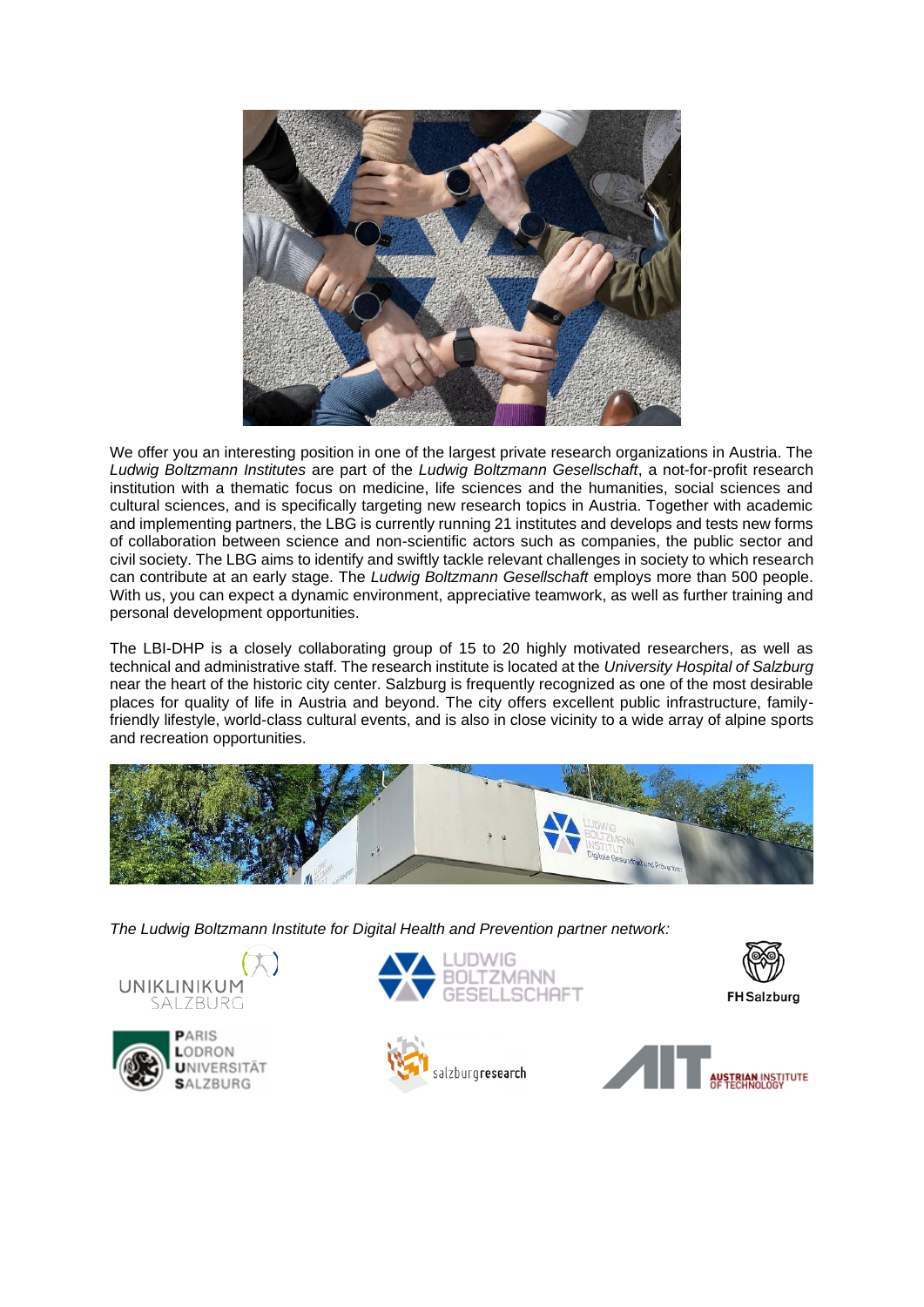We offer you an interesting position in one of the largest private research organizations in Austria. The *Ludwig Boltzmann Institutes* are part of the *Ludwig Boltzmann Gesellschaft*, a not-for-profit research institution with a thematic focus on medicine, life sciences and the humanities, social sciences and cultural sciences, and is specifically targeting new research topics in Austria. Together with academic and implementing partners, the LBG is currently running 21 institutes and develops and tests new forms of collaboration between science and non-scientific actors such as companies, the public sector and civil society. The LBG aims to identify and swiftly tackle relevant challenges in society to which research can contribute at an early stage. The *Ludwig Boltzmann Gesellschaft* employs more than 500 people. With us, you can expect a dynamic environment, appreciative teamwork, as well as further training and personal development opportunities.

The LBI-DHP is a closely collaborating group of 15 to 20 highly motivated researchers, as well as technical and administrative staff. The research institute is located at the *University Hospital of Salzburg* near the heart of the historic city center. Salzburg is frequently recognized as one of the most desirable places for quality of life in Austria and beyond. The city offers excellent public infrastructure, family-friendly lifestyle, world-class cultural events, and is also in close vicinity to a wide array of alpine sports and recreation opportunities.

*The Ludwig Boltzmann Institute for Digital Health and Prevention partner network:*

UNIKLINIKUM SALZBURG

LUDWIG BOLTZMANN GESELLSCHAFT

FH Salzburg

PARIS LODRON UNIVERSITÄT SALZBURG

salzburgresearch

AIT AUSTRIAN INSTITUTE OF TECHNOLOGY